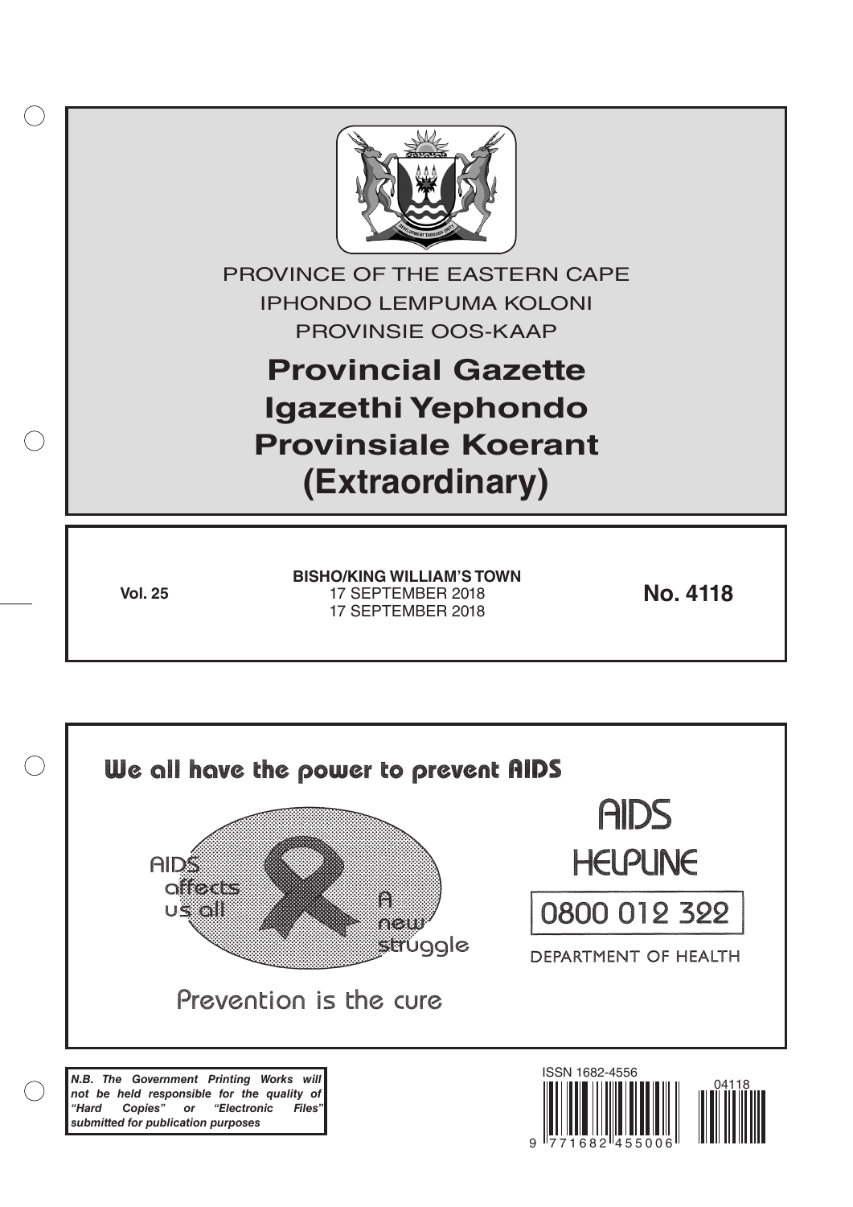PROVINCE OF THE EASTERN CAPE

IPHONDO LEMPUMA KOLONI

PROVINSIE OOS-KAAP

# Provincial Gazette
# Igazethi Yephondo
# Provinsiale Koerant
# (Extraordinary)

**Vol. 25**

**BISHO/KING WILLIAM'S TOWN**

17 SEPTEMBER 2018

17 SEPTEMBER 2018

**No. 4118**

We all have the power to prevent AIDS

AIDS affects us all

A new struggle

Prevention is the cure

AIDS HELPLINE

0800 012 322

DEPARTMENT OF HEALTH

***N.B. The Government Printing Works will not be held responsible for the quality of "Hard Copies" or "Electronic Files" submitted for publication purposes***

ISSN 1682-4556

04118

9 771682 455006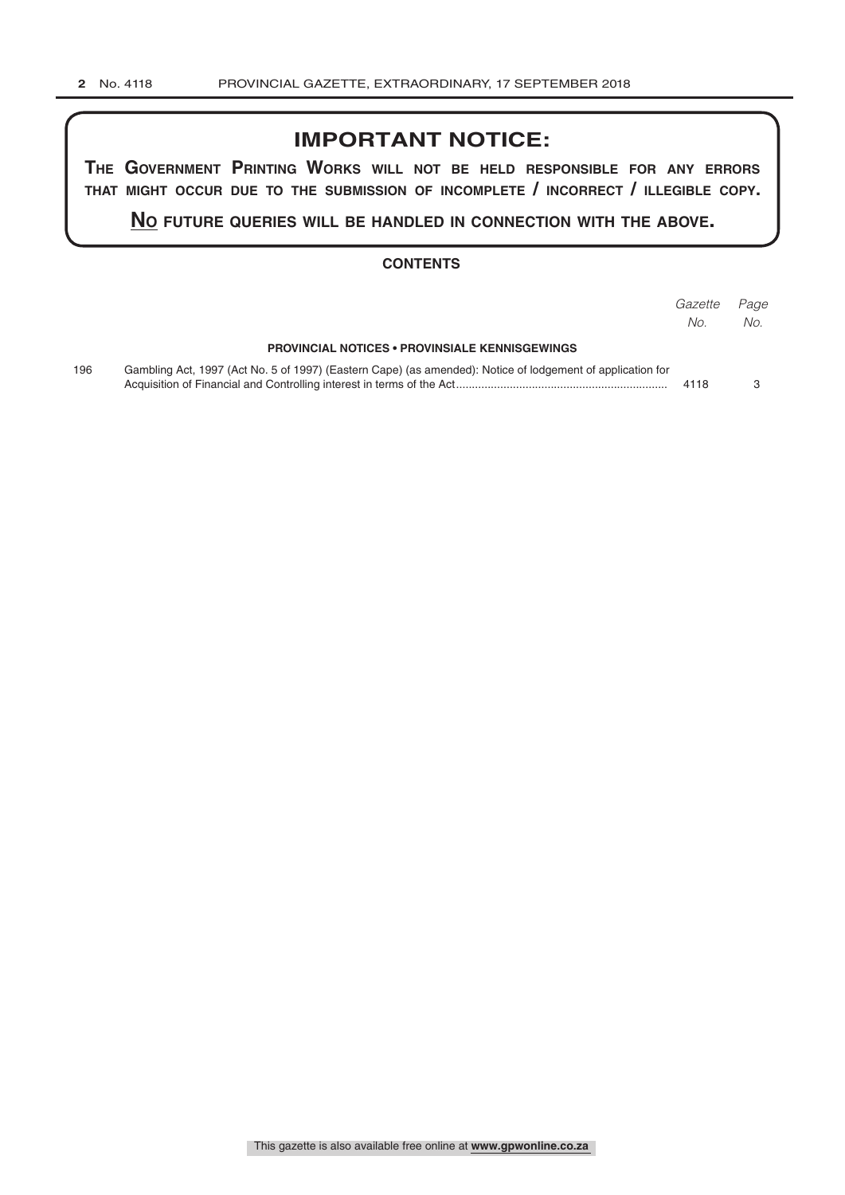# IMPORTANT NOTICE:

**THE GOVERNMENT PRINTING WORKS WILL NOT BE HELD RESPONSIBLE FOR ANY ERRORS THAT MIGHT OCCUR DUE TO THE SUBMISSION OF INCOMPLETE / INCORRECT / ILLEGIBLE COPY.**

**NO FUTURE QUERIES WILL BE HANDLED IN CONNECTION WITH THE ABOVE.**

## CONTENTS

| | | *Gazette No.* | *Page No.* |
|---|---|---|---|
| | **PROVINCIAL NOTICES • PROVINSIALE KENNISGEWINGS** | | |
| 196 | Gambling Act, 1997 (Act No. 5 of 1997) (Eastern Cape) (as amended): Notice of lodgement of application for Acquisition of Financial and Controlling interest in terms of the Act | 4118 | 3 |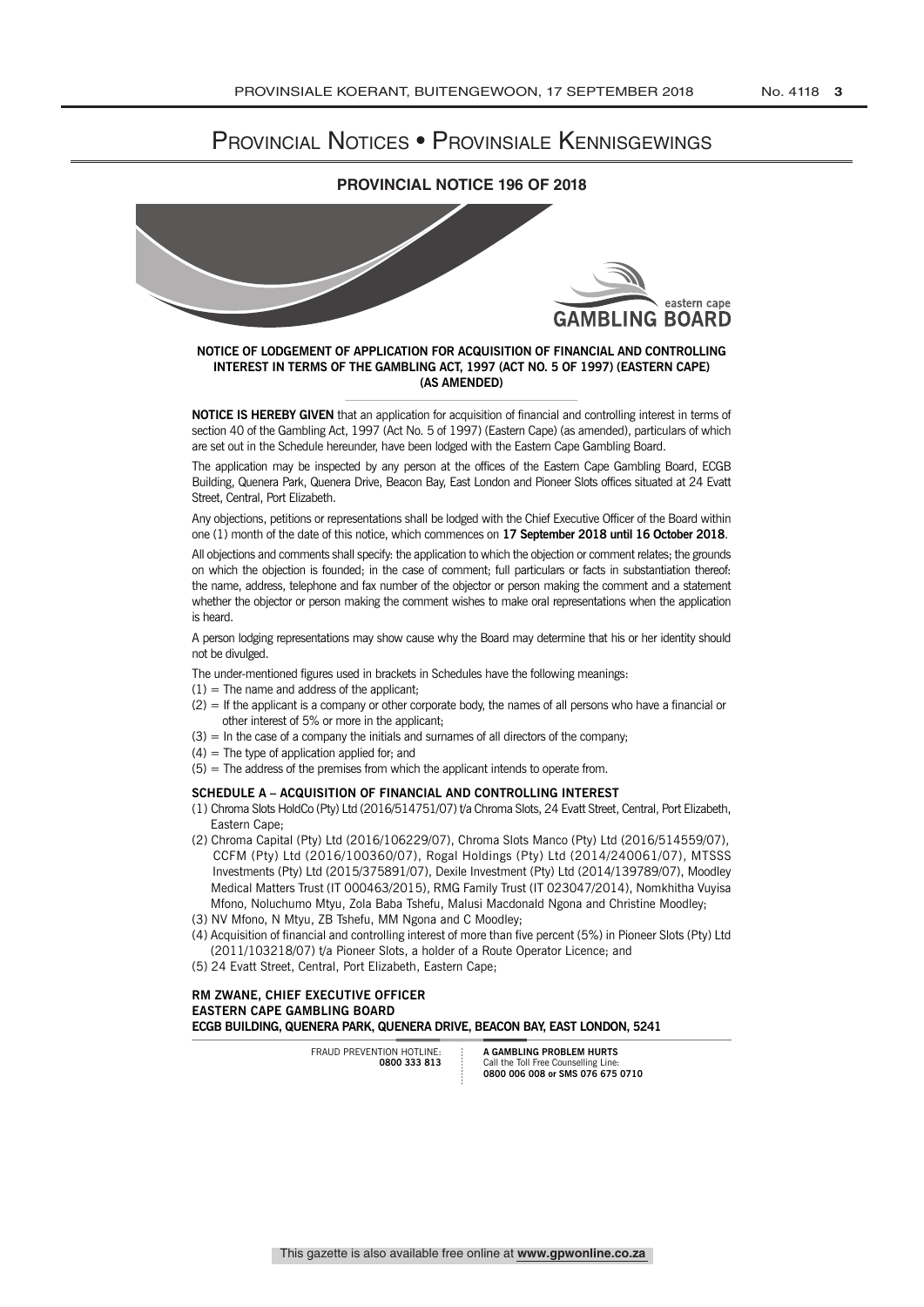# Provincial Notices • Provinsiale Kennisgewings

## PROVINCIAL NOTICE 196 OF 2018

eastern cape
**GAMBLING BOARD**

**NOTICE OF LODGEMENT OF APPLICATION FOR ACQUISITION OF FINANCIAL AND CONTROLLING INTEREST IN TERMS OF THE GAMBLING ACT, 1997 (ACT NO. 5 OF 1997) (EASTERN CAPE) (AS AMENDED)**

**NOTICE IS HEREBY GIVEN** that an application for acquisition of financial and controlling interest in terms of section 40 of the Gambling Act, 1997 (Act No. 5 of 1997) (Eastern Cape) (as amended), particulars of which are set out in the Schedule hereunder, have been lodged with the Eastern Cape Gambling Board.

The application may be inspected by any person at the offices of the Eastern Cape Gambling Board, ECGB Building, Quenera Park, Quenera Drive, Beacon Bay, East London and Pioneer Slots offices situated at 24 Evatt Street, Central, Port Elizabeth.

Any objections, petitions or representations shall be lodged with the Chief Executive Officer of the Board within one (1) month of the date of this notice, which commences on **17 September 2018 until 16 October 2018**.

All objections and comments shall specify: the application to which the objection or comment relates; the grounds on which the objection is founded; in the case of comment; full particulars or facts in substantiation thereof: the name, address, telephone and fax number of the objector or person making the comment and a statement whether the objector or person making the comment wishes to make oral representations when the application is heard.

A person lodging representations may show cause why the Board may determine that his or her identity should not be divulged.

The under-mentioned figures used in brackets in Schedules have the following meanings:

(1) = The name and address of the applicant;
(2) = If the applicant is a company or other corporate body, the names of all persons who have a financial or other interest of 5% or more in the applicant;
(3) = In the case of a company the initials and surnames of all directors of the company;
(4) = The type of application applied for; and
(5) = The address of the premises from which the applicant intends to operate from.

**SCHEDULE A – ACQUISITION OF FINANCIAL AND CONTROLLING INTEREST**

(1) Chroma Slots HoldCo (Pty) Ltd (2016/514751/07) t/a Chroma Slots, 24 Evatt Street, Central, Port Elizabeth, Eastern Cape;
(2) Chroma Capital (Pty) Ltd (2016/106229/07), Chroma Slots Manco (Pty) Ltd (2016/514559/07), CCFM (Pty) Ltd (2016/100360/07), Rogal Holdings (Pty) Ltd (2014/240061/07), MTSSS Investments (Pty) Ltd (2015/375891/07), Dexile Investment (Pty) Ltd (2014/139789/07), Moodley Medical Matters Trust (IT 000463/2015), RMG Family Trust (IT 023047/2014), Nomkhitha Vuyisa Mfono, Noluchumo Mtyu, Zola Baba Tshefu, Malusi Macdonald Ngona and Christine Moodley;
(3) NV Mfono, N Mtyu, ZB Tshefu, MM Ngona and C Moodley;
(4) Acquisition of financial and controlling interest of more than five percent (5%) in Pioneer Slots (Pty) Ltd (2011/103218/07) t/a Pioneer Slots, a holder of a Route Operator Licence; and
(5) 24 Evatt Street, Central, Port Elizabeth, Eastern Cape;

**RM ZWANE, CHIEF EXECUTIVE OFFICER**
**EASTERN CAPE GAMBLING BOARD**
**ECGB BUILDING, QUENERA PARK, QUENERA DRIVE, BEACON BAY, EAST LONDON, 5241**

FRAUD PREVENTION HOTLINE: **0800 333 813**

**A GAMBLING PROBLEM HURTS**
Call the Toll Free Counselling Line:
**0800 006 008 or SMS 076 675 0710**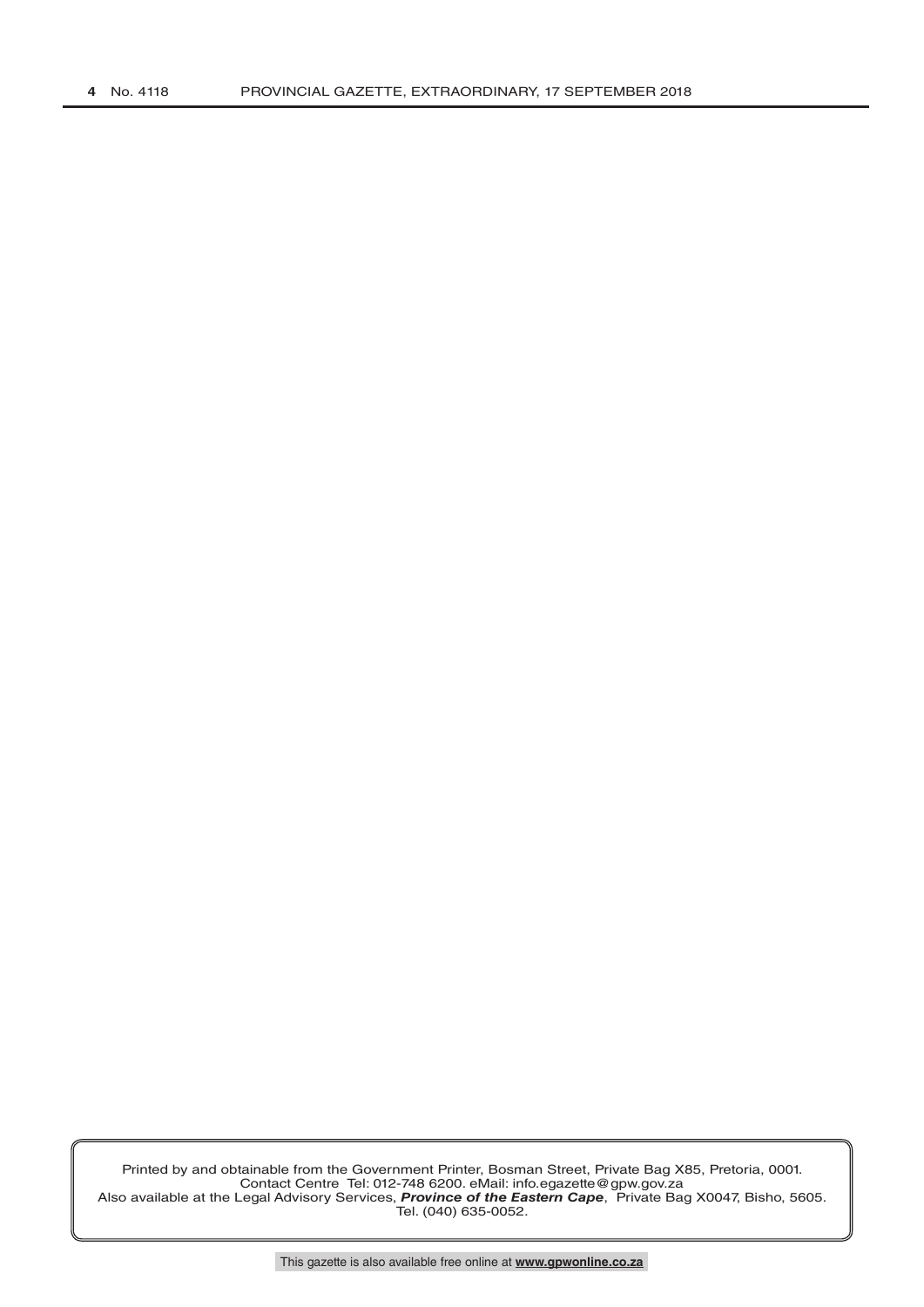Printed by and obtainable from the Government Printer, Bosman Street, Private Bag X85, Pretoria, 0001.
Contact Centre Tel: 012-748 6200. eMail: info.egazette@gpw.gov.za
Also available at the Legal Advisory Services, ***Province of the Eastern Cape***, Private Bag X0047, Bisho, 5605.
Tel. (040) 635-0052.

This gazette is also available free online at **www.gpwonline.co.za**